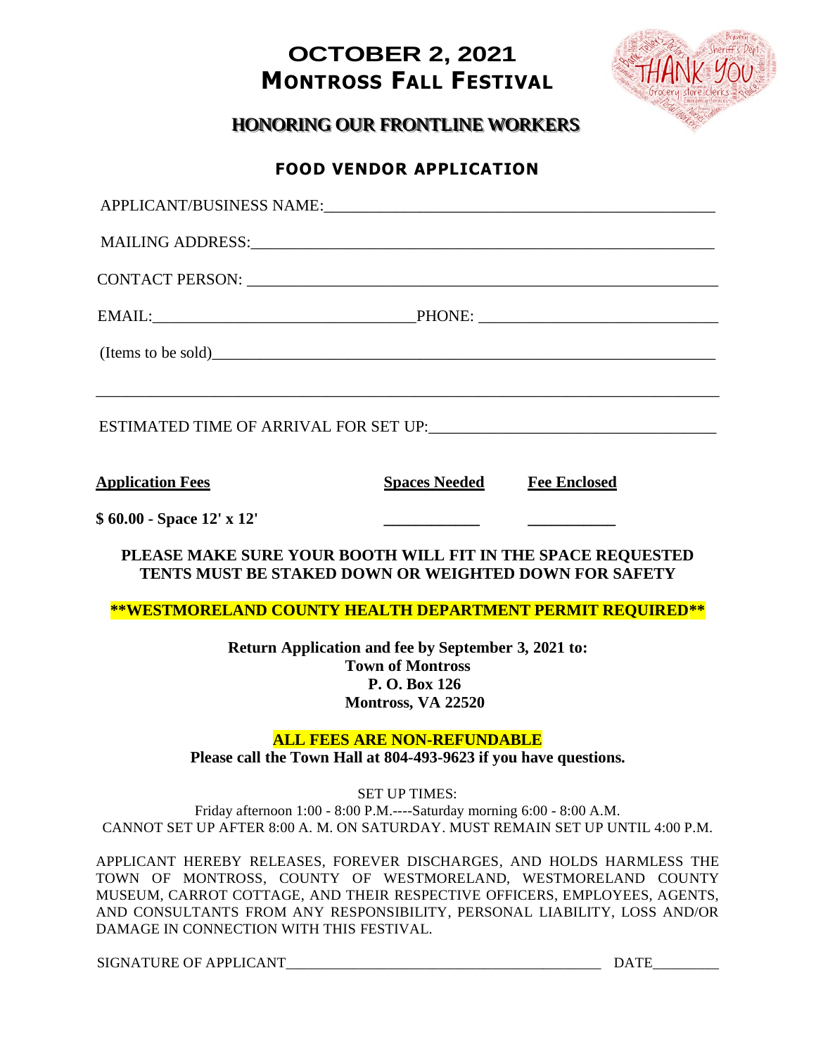# OCTOBER 2, 2021
# MONTROSS FALL FESTIVAL

## HONORING OUR FRONTLINE WORKERS

### FOOD VENDOR APPLICATION

APPLICANT/BUSINESS NAME:_______________________________________________

MAILING ADDRESS:___________________________________________________________

CONTACT PERSON: _____________________________________________________________

EMAIL:________________________________PHONE: ____________________________

(Items to be sold)_______________________________________________________________

_______________________________________________________________________________

ESTIMATED TIME OF ARRIVAL FOR SET UP:___________________________________

| Application Fees | Spaces Needed | Fee Enclosed |
|---|---|---|
| **$ 60.00 - Space 12' x 12'** | ___________ | __________ |

**PLEASE MAKE SURE YOUR BOOTH WILL FIT IN THE SPACE REQUESTED**
**TENTS MUST BE STAKED DOWN OR WEIGHTED DOWN FOR SAFETY**

****WESTMORELAND COUNTY HEALTH DEPARTMENT PERMIT REQUIRED****

**Return Application and fee by September 3, 2021 to:**
**Town of Montross**
**P. O. Box 126**
**Montross, VA 22520**

**ALL FEES ARE NON-REFUNDABLE**
**Please call the Town Hall at 804-493-9623 if you have questions.**

SET UP TIMES:
Friday afternoon 1:00 - 8:00 P.M.----Saturday morning 6:00 - 8:00 A.M.
CANNOT SET UP AFTER 8:00 A. M. ON SATURDAY. MUST REMAIN SET UP UNTIL 4:00 P.M.

APPLICANT HEREBY RELEASES, FOREVER DISCHARGES, AND HOLDS HARMLESS THE TOWN OF MONTROSS, COUNTY OF WESTMORELAND, WESTMORELAND COUNTY MUSEUM, CARROT COTTAGE, AND THEIR RESPECTIVE OFFICERS, EMPLOYEES, AGENTS, AND CONSULTANTS FROM ANY RESPONSIBILITY, PERSONAL LIABILITY, LOSS AND/OR DAMAGE IN CONNECTION WITH THIS FESTIVAL.

SIGNATURE OF APPLICANT__________________________________________ DATE_________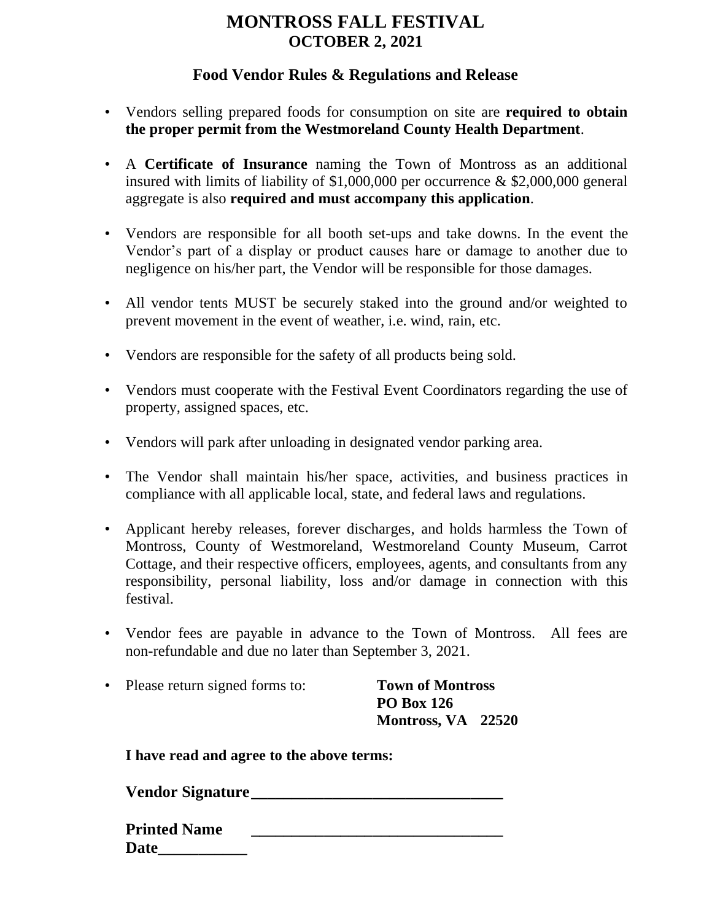# MONTROSS FALL FESTIVAL
## OCTOBER 2, 2021

### Food Vendor Rules & Regulations and Release

- Vendors selling prepared foods for consumption on site are **required to obtain the proper permit from the Westmoreland County Health Department**.

- A **Certificate of Insurance** naming the Town of Montross as an additional insured with limits of liability of $1,000,000 per occurrence & $2,000,000 general aggregate is also **required and must accompany this application**.

- Vendors are responsible for all booth set-ups and take downs. In the event the Vendor's part of a display or product causes hare or damage to another due to negligence on his/her part, the Vendor will be responsible for those damages.

- All vendor tents MUST be securely staked into the ground and/or weighted to prevent movement in the event of weather, i.e. wind, rain, etc.

- Vendors are responsible for the safety of all products being sold.

- Vendors must cooperate with the Festival Event Coordinators regarding the use of property, assigned spaces, etc.

- Vendors will park after unloading in designated vendor parking area.

- The Vendor shall maintain his/her space, activities, and business practices in compliance with all applicable local, state, and federal laws and regulations.

- Applicant hereby releases, forever discharges, and holds harmless the Town of Montross, County of Westmoreland, Westmoreland County Museum, Carrot Cottage, and their respective officers, employees, agents, and consultants from any responsibility, personal liability, loss and/or damage in connection with this festival.

- Vendor fees are payable in advance to the Town of Montross. All fees are non-refundable and due no later than September 3, 2021.

- Please return signed forms to: **Town of Montross**
  **PO Box 126**
  **Montross, VA 22520**

**I have read and agree to the above terms:**

**Vendor Signature**_______________________________

**Printed Name** _______________________________

**Date**___________